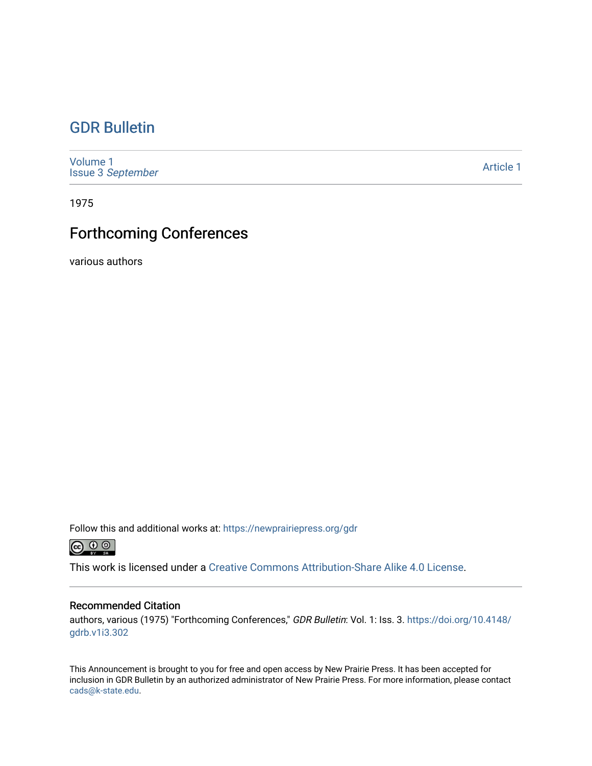# GDR Bulletin

Volume 1
Issue 3 *September*

Article 1

1975

## Forthcoming Conferences

various authors

Follow this and additional works at: https://newprairiepress.org/gdr

This work is licensed under a Creative Commons Attribution-Share Alike 4.0 License.

### Recommended Citation

authors, various (1975) "Forthcoming Conferences," *GDR Bulletin*: Vol. 1: Iss. 3. https://doi.org/10.4148/gdrb.v1i3.302

This Announcement is brought to you for free and open access by New Prairie Press. It has been accepted for inclusion in GDR Bulletin by an authorized administrator of New Prairie Press. For more information, please contact cads@k-state.edu.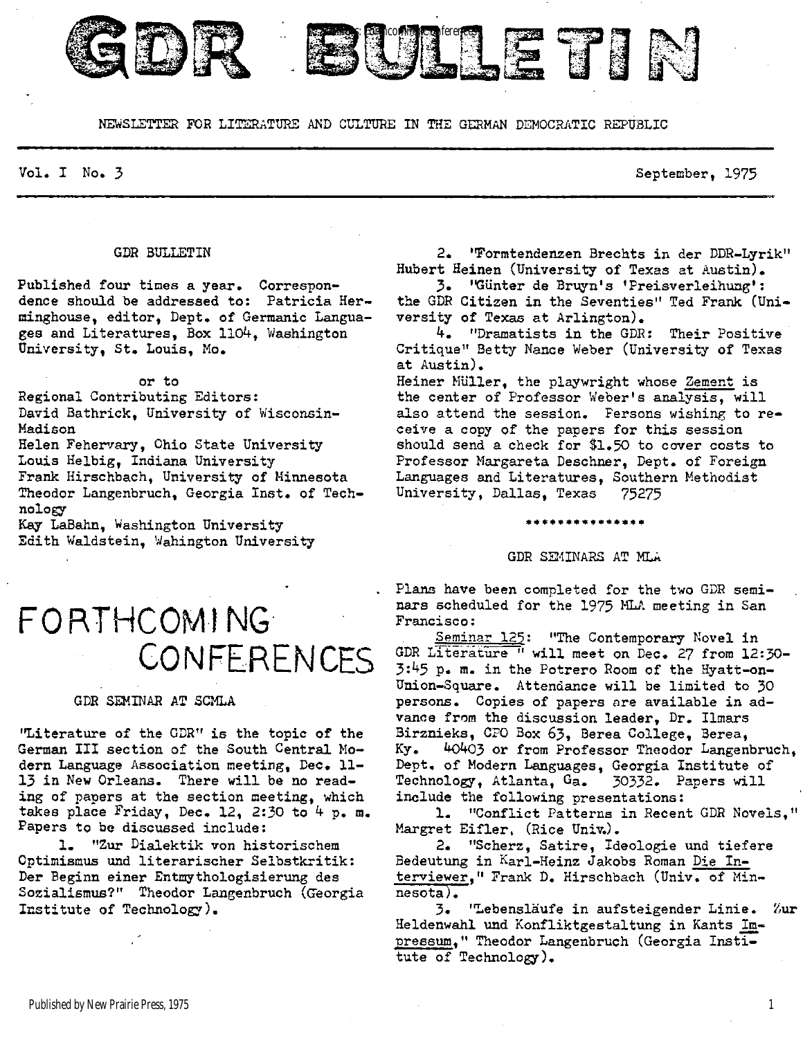# GDR BULLETIN

NEWSLETTER FOR LITERATURE AND CULTURE IN THE GERMAN DEMOCRATIC REPUBLIC

Vol. I No. 3 September, 1975

GDR BULLETIN

Published four times a year. Correspondence should be addressed to: Patricia Herminghouse, editor, Dept. of Germanic Languages and Literatures, Box 1104, Washington University, St. Louis, Mo.

or to

Regional Contributing Editors:
David Bathrick, University of Wisconsin-Madison
Helen Fehervary, Ohio State University
Louis Helbig, Indiana University
Frank Hirschbach, University of Minnesota
Theodor Langenbruch, Georgia Inst. of Technology
Kay LaBahn, Washington University
Edith Waldstein, Wahington University

## FORTHCOMING CONFERENCES

### GDR SEMINAR AT SCMLA

"Literature of the GDR" is the topic of the German III section of the South Central Modern Language Association meeting, Dec. 11-13 in New Orleans. There will be no reading of papers at the section meeting, which takes place Friday, Dec. 12, 2:30 to 4 p. m. Papers to be discussed include:

1. "Zur Dialektik von historischem Optimismus und literarischer Selbstkritik: Der Beginn einer Entmythologisierung des Sozialismus?" Theodor Langenbruch (Georgia Institute of Technology).
2. "Formtendenzen Brechts in der DDR-Lyrik" Hubert Heinen (University of Texas at Austin).
3. "Günter de Bruyn's 'Preisverleihung': the GDR Citizen in the Seventies" Ted Frank (University of Texas at Arlington).
4. "Dramatists in the GDR: Their Positive Critique" Betty Nance Weber (University of Texas at Austin).

Heiner Müller, the playwright whose Zement is the center of Professor Weber's analysis, will also attend the session. Persons wishing to receive a copy of the papers for this session should send a check for $1.50 to cover costs to Professor Margareta Deschner, Dept. of Foreign Languages and Literatures, Southern Methodist University, Dallas, Texas 75275

***************

### GDR SEMINARS AT MLA

Plans have been completed for the two GDR seminars scheduled for the 1975 MLA meeting in San Francisco:

Seminar 125: "The Contemporary Novel in GDR Literature" will meet on Dec. 27 from 12:30-3:45 p. m. in the Potrero Room of the Hyatt-on-Union-Square. Attendance will be limited to 30 persons. Copies of papers are available in advance from the discussion leader, Dr. Ilmars Birznieks, CPO Box 63, Berea College, Berea, Ky. 40403 or from Professor Theodor Langenbruch, Dept. of Modern Languages, Georgia Institute of Technology, Atlanta, Ga. 30332. Papers will include the following presentations:

1. "Conflict Patterns in Recent GDR Novels," Margret Eifler, (Rice Univ.).
2. "Scherz, Satire, Ideologie und tiefere Bedeutung in Karl-Heinz Jakobs Roman Die Interviewer," Frank D. Hirschbach (Univ. of Minnesota).
3. "Lebensläufe in aufsteigender Linie. Zur Heldenwahl und Konfliktgestaltung in Kants Impressum," Theodor Langenbruch (Georgia Institute of Technology).

Published by New Prairie Press, 1975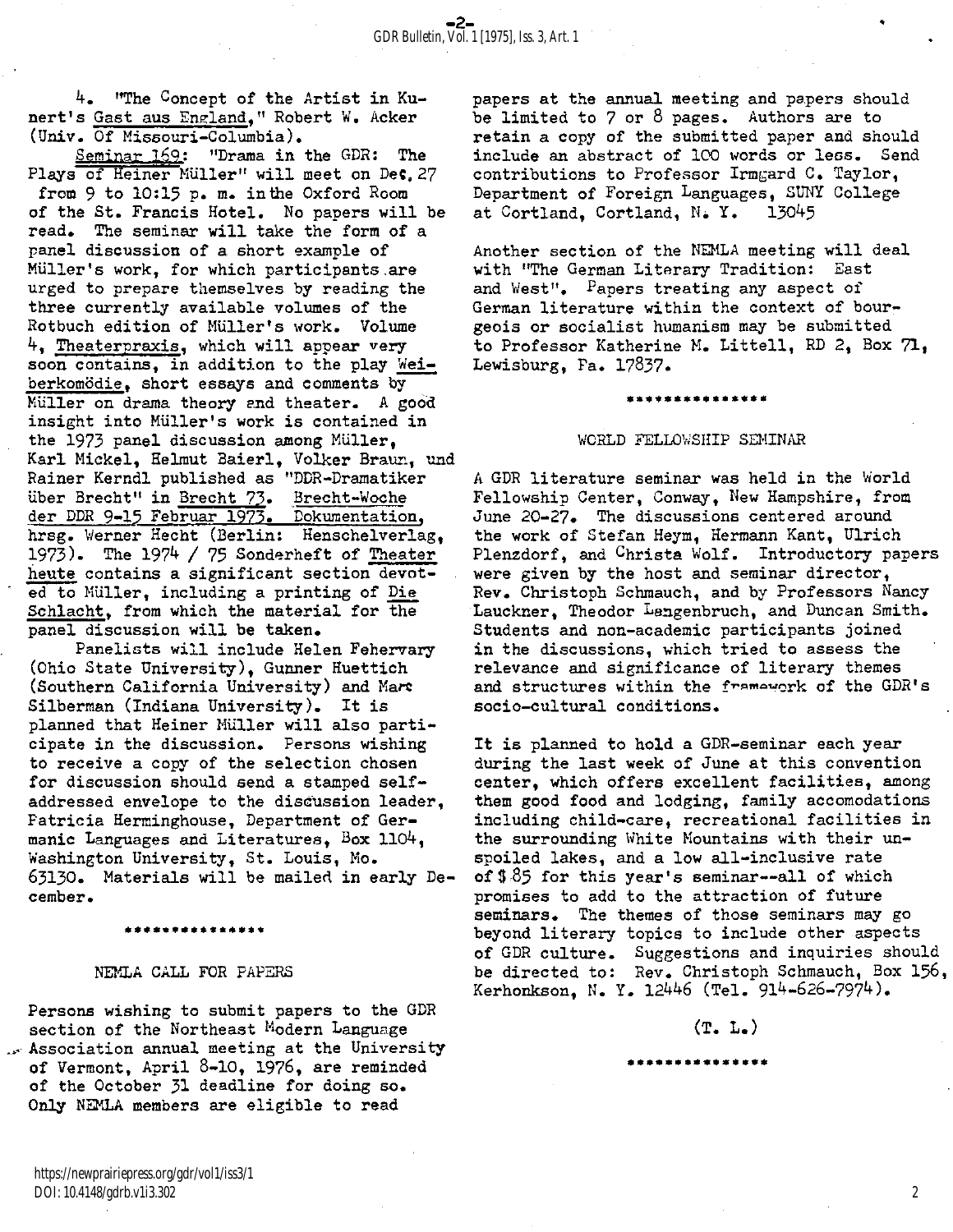4. "The Concept of the Artist in Kunert's Gast aus England," Robert W. Acker (Univ. of Missouri-Columbia).

Seminar 169: "Drama in the GDR: The Plays of Heiner Müller" will meet on Dec. 27 from 9 to 10:15 p. m. in the Oxford Room of the St. Francis Hotel. No papers will be read. The seminar will take the form of a panel discussion of a short example of Müller's work, for which participants are urged to prepare themselves by reading the three currently available volumes of the Rotbuch edition of Müller's work. Volume 4, Theaterpraxis, which will appear very soon contains, in addition to the play Weiberkomödie, short essays and comments by Müller on drama theory and theater. A good insight into Müller's work is contained in the 1973 panel discussion among Müller, Karl Mickel, Helmut Baierl, Volker Braun, und Rainer Kerndl published as "DDR-Dramatiker über Brecht" in Brecht 73. Brecht-Woche der DDR 9-15 Februar 1973. Dokumentation, hrsg. Werner Hecht (Berlin: Henschelverlag, 1973). The 1974 / 75 Sonderheft of Theater heute contains a significant section devoted to Müller, including a printing of Die Schlacht, from which the material for the panel discussion will be taken.

Panelists will include Helen Fehervary (Ohio State University), Gunner Huettich (Southern California University) and Marc Silberman (Indiana University). It is planned that Heiner Müller will also participate in the discussion. Persons wishing to receive a copy of the selection chosen for discussion should send a stamped self-addressed envelope to the discussion leader, Patricia Herminghouse, Department of Germanic Languages and Literatures, Box 1104, Washington University, St. Louis, Mo. 63130. Materials will be mailed in early December.

\*\*\*\*\*\*\*\*\*\*\*\*\*\*\*

## NEMLA CALL FOR PAPERS

Persons wishing to submit papers to the GDR section of the Northeast Modern Language Association annual meeting at the University of Vermont, April 8-10, 1976, are reminded of the October 31 deadline for doing so. Only NEMLA members are eligible to read papers at the annual meeting and papers should be limited to 7 or 8 pages. Authors are to retain a copy of the submitted paper and should include an abstract of 100 words or less. Send contributions to Professor Irmgard C. Taylor, Department of Foreign Languages, SUNY College at Cortland, Cortland, N. Y. 13045

Another section of the NEMLA meeting will deal with "The German Literary Tradition: East and West". Papers treating any aspect of German literature within the context of bourgeois or socialist humanism may be submitted to Professor Katherine M. Littell, RD 2, Box 71, Lewisburg, Pa. 17837.

\*\*\*\*\*\*\*\*\*\*\*\*\*\*\*

## WORLD FELLOWSHIP SEMINAR

A GDR literature seminar was held in the World Fellowship Center, Conway, New Hampshire, from June 20-27. The discussions centered around the work of Stefan Heym, Hermann Kant, Ulrich Plenzdorf, and Christa Wolf. Introductory papers were given by the host and seminar director, Rev. Christoph Schmauch, and by Professors Nancy Lauckner, Theodor Langenbruch, and Duncan Smith. Students and non-academic participants joined in the discussions, which tried to assess the relevance and significance of literary themes and structures within the framework of the GDR's socio-cultural conditions.

It is planned to hold a GDR-seminar each year during the last week of June at this convention center, which offers excellent facilities, among them good food and lodging, family accomodations including child-care, recreational facilities in the surrounding White Mountains with their unspoiled lakes, and a low all-inclusive rate of $85 for this year's seminar--all of which promises to add to the attraction of future seminars. The themes of those seminars may go beyond literary topics to include other aspects of GDR culture. Suggestions and inquiries should be directed to: Rev. Christoph Schmauch, Box 156, Kerhonkson, N. Y. 12446 (Tel. 914-626-7974).

(T. L.)

\*\*\*\*\*\*\*\*\*\*\*\*\*\*\*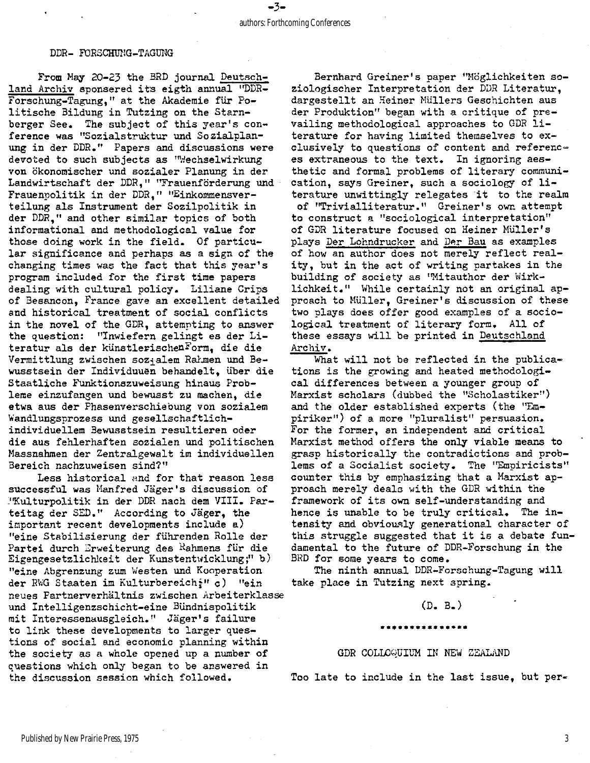DDR- FORSCHUNG-TAGUNG

From May 20-23 the BRD journal Deutschland Archiv sponsered its eigth annual "DDR-Forschung-Tagung," at the Akademie für Politische Bildung in Tutzing on the Starnberger See. The subject of this year's conference was "Sozialstruktur und Sozialplanung in der DDR." Papers and discussions were devoted to such subjects as "Wechselwirkung von ökonomischer und sozialer Planung in der Landwirtschaft der DDR," "Frauenförderung und Frauenpolitik in der DDR," "Einkommensverteilung als Instrument der Sozilpolitik in der DDR," and other similar topics of both informational and methodological value for those doing work in the field. Of particular significance and perhaps as a sign of the changing times was the fact that this year's program included for the first time papers dealing with cultural policy. Liliane Crips of Besancon, France gave an excellent detailed and historical treatment of social conflicts in the novel of the GDR, attempting to answer the question: "Inwiefern gelingt es der Literatur als der künstlerischenForm, die die Vermittlung zwischen sozialem Rahmen und Bewusstsein der Individuuen behandelt, über die Staatliche Funktionszuweisung hinaus Probleme einzufangen und bewusst zu machen, die etwa aus der Phasenverschiebung von sozialem Wandlungsprozess und gesellschaftlich-individuellem Bewusstsein resultieren oder die aus fehlerhaften sozialen und politischen Massnahmen der Zentralgewalt im individuellen Bereich nachzuweisen sind?"

Less historical and for that reason less successful was Manfred Jäger's discussion of "Kulturpolitik in der DDR nach dem VIII. Parteitag der SED." According to Jäger, the important recent developments include a) "eine Stabilisierung der führenden Rolle der Partei durch Erweiterung des Rahmens für die Eigengesetzlichkeit der Kunstentwicklung;" b) "eine Abgrenzung zum Westen und Kooperation der RWG Staaten im Kulturbereich;" c) "ein neues Partnerverhältnis zwischen Arbeiterklasse und Intelligenzschicht-eine Bündnispolitik mit Interessenausgleich." Jäger's failure to link these developments to larger questions of social and economic planning within the society as a whole opened up a number of questions which only began to be answered in the discussion session which followed.

Bernhard Greiner's paper "Möglichkeiten soziologischer Interpretation der DDR Literatur, dargestellt an Heiner Müllers Geschichten aus der Produktion" began with a critique of prevailing methodological approaches to GDR literature for having limited themselves to exclusively to questions of content and references extraneous to the text. In ignoring aesthetic and formal problems of literary communication, says Greiner, such a sociology of literature unwittingly relegates it to the realm of "Trivialliteratur." Greiner's own attempt to construct a "sociological interpretation" of GDR literature focused on Heiner Müller's plays Der Lohndrucker and Der Bau as examples of how an author does not merely reflect reality, but in the act of writing partakes in the building of society as "Mitauthor der Wirklichkeit." While certainly not an original approach to Müller, Greiner's discussion of these two plays does offer good examples of a sociological treatment of literary form. All of these essays will be printed in Deutschland Archiv.

What will not be reflected in the publications is the growing and heated methodological differences between a younger group of Marxist scholars (dubbed the "Scholastiker") and the older established experts (the "Empiriker") of a more "pluralist" persuasion. For the former, an independent and critical Marxist method offers the only viable means to grasp historically the contradictions and problems of a Socialist society. The "Empiricists" counter this by emphasizing that a Marxist approach merely deals with the GDR within the framework of its own self-understanding and hence is unable to be truly critical. The intensity and obviously generational character of this struggle suggested that it is a debate fundamental to the future of DDR-Forschung in the BRD for some years to come.

The ninth annual DDR-Forschung-Tagung will take place in Tutzing next spring.

(D. B.)

\*\*\*\*\*\*\*\*\*\*\*\*\*\*

GDR COLLOQUIUM IN NEW ZEALAND

Too late to include in the last issue, but per-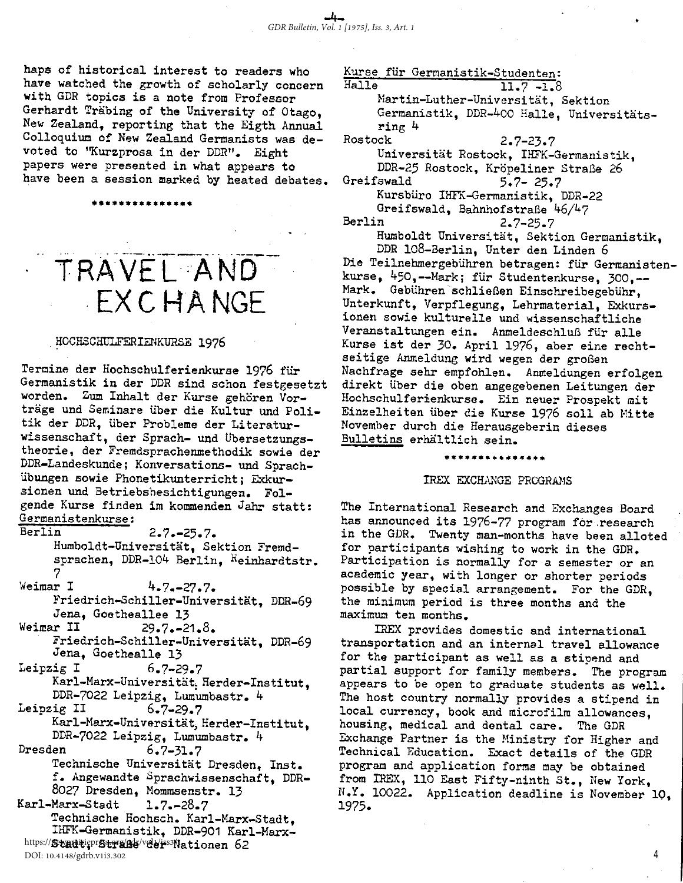haps of historical interest to readers who have watched the growth of scholarly concern with GDR topics is a note from Professor Gerhardt Träbing of the University of Otago, New Zealand, reporting that the Eigth Annual Colloquium of New Zealand Germanists was devoted to "Kurzprosa in der DDR". Eight papers were presented in what appears to have been a session marked by heated debates.

***************

# TRAVEL AND EXCHANGE

## HOCHSCHULFERIENKURSE 1976

Termine der Hochschulferienkurse 1976 für Germanistik in der DDR sind schon festgesetzt worden. Zum Inhalt der Kurse gehören Vorträge und Seminare über die Kultur und Politik der DDR, über Probleme der Literaturwissenschaft, der Sprach- und Übersetzungstheorie, der Fremdsprachenmethodik sowie der DDR-Landeskunde; Konversations- und Sprachübungen sowie Phonetikunterricht; Exkursionen und Betriebsbesichtigungen. Folgende Kurse finden im kommenden Jahr statt:

Germanistenkurse:

Berlin 2.7.-25.7.
Humboldt-Universität, Sektion Fremdsprachen, DDR-104 Berlin, Reinhardtstr. 7

Weimar I 4.7.-27.7.
Friedrich-Schiller-Universität, DDR-69 Jena, Goetheallee 13

Weimar II 29.7.-21.8.
Friedrich-Schiller-Universität, DDR-69 Jena, Goetheallee 13

Leipzig I 6.7-29.7
Karl-Marx-Universität, Herder-Institut, DDR-7022 Leipzig, Lumumbastr. 4

Leipzig II 6.7-29.7
Karl-Marx-Universität, Herder-Institut, DDR-7022 Leipzig, Lumumbastr. 4

Dresden 6.7-31.7
Technische Universität Dresden, Inst. f. Angewandte Sprachwissenschaft, DDR-8027 Dresden, Mommsenstr. 13

Karl-Marx-Stadt 1.7.-28.7
Technische Hochsch. Karl-Marx-Stadt, IHFK-Germanistik, DDR-901 Karl-Marx-Stadt, Straße der Nationen 62

Kurse für Germanistik-Studenten:

Halle 11.7 -1.8
Martin-Luther-Universität, Sektion Germanistik, DDR-400 Halle, Universitätsring 4

Rostock 2.7-23.7
Universität Rostock, IHFK-Germanistik, DDR-25 Rostock, Kröpeliner Straße 26

Greifswald 5.7- 25.7
Kursbüro IHFK-Germanistik, DDR-22 Greifswald, Bahnhofstraße 46/47

Berlin 2.7-25.7
Humboldt Universität, Sektion Germanistik, DDR 108-Berlin, Unter den Linden 6

Die Teilnehmergebühren betragen: für Germanistenkurse, 450,--Mark; für Studentenkurse, 300,--Mark. Gebühren schließen Einschreibegebühr, Unterkunft, Verpflegung, Lehrmaterial, Exkursionen sowie kulturelle und wissenschaftliche Veranstaltungen ein. Anmeldeschluß für alle Kurse ist der 30. April 1976, aber eine rechtseitige Anmeldung wird wegen der großen Nachfrage sehr empfohlen. Anmeldungen erfolgen direkt über die oben angegebenen Leitungen der Hochschulferienkurse. Ein neuer Prospekt mit Einzelheiten über die Kurse 1976 soll ab Mitte November durch die Herausgeberin dieses Bulletins erhältlich sein.

***************

## IREX EXCHANGE PROGRAMS

The International Research and Exchanges Board has announced its 1976-77 program for research in the GDR. Twenty man-months have been alloted for participants wishing to work in the GDR. Participation is normally for a semester or an academic year, with longer or shorter periods possible by special arrangement. For the GDR, the minimum period is three months and the maximum ten months.

IREX provides domestic and international transportation and an internal travel allowance for the participant as well as a stipend and partial support for family members. The program appears to be open to graduate students as well. The host country normally provides a stipend in local currency, book and microfilm allowances, housing, medical and dental care. The GDR Exchange Partner is the Ministry for Higher and Technical Education. Exact details of the GDR program and application forms may be obtained from IREX, 110 East Fifty-ninth St., New York, N.Y. 10022. Application deadline is November 10, 1975.